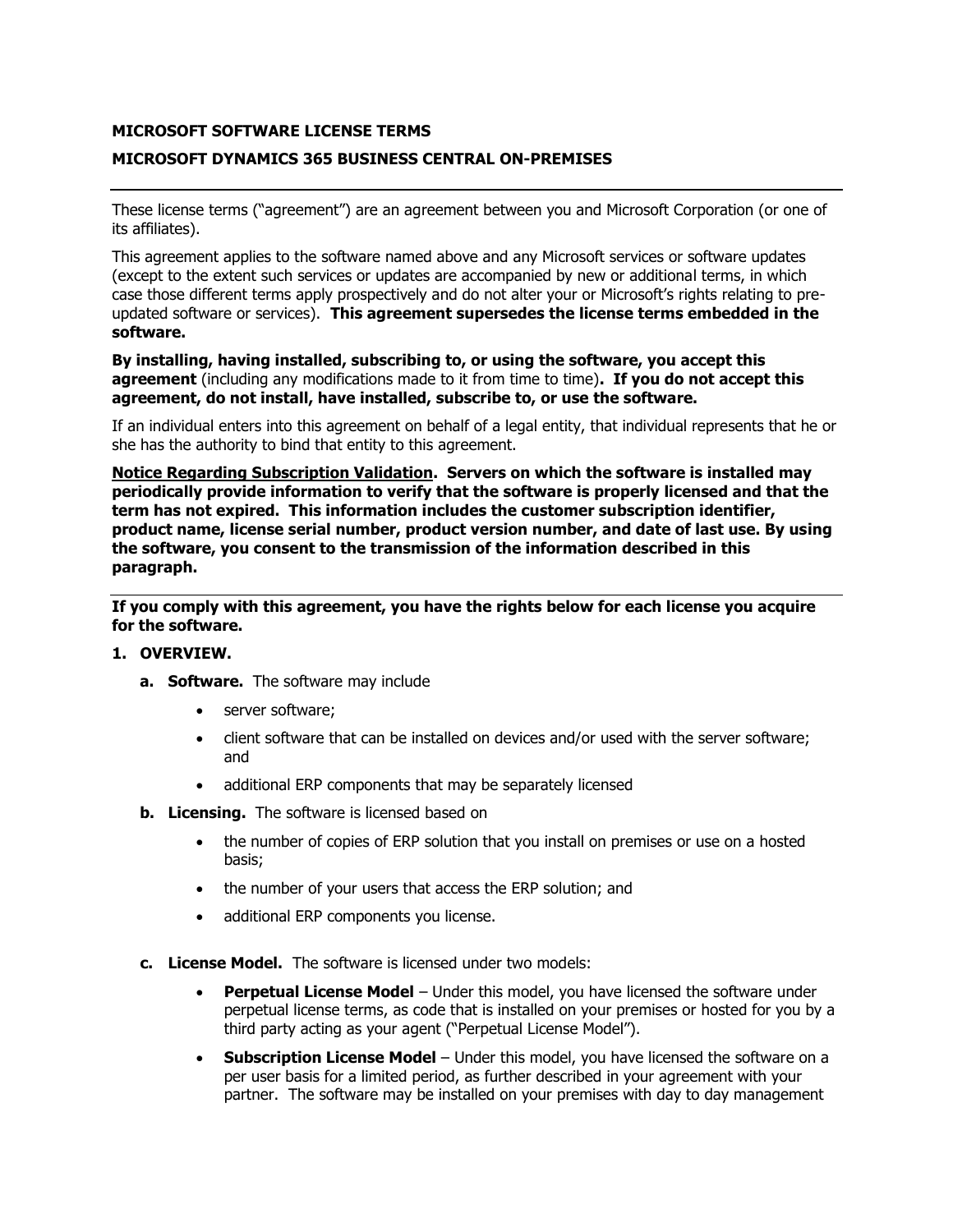**MICROSOFT SOFTWARE LICENSE TERMS**

**MICROSOFT DYNAMICS 365 BUSINESS CENTRAL ON-PREMISES**

---

These license terms ("agreement") are an agreement between you and Microsoft Corporation (or one of its affiliates).

This agreement applies to the software named above and any Microsoft services or software updates (except to the extent such services or updates are accompanied by new or additional terms, in which case those different terms apply prospectively and do not alter your or Microsoft's rights relating to pre-updated software or services). **This agreement supersedes the license terms embedded in the software.**

**By installing, having installed, subscribing to, or using the software, you accept this agreement** (including any modifications made to it from time to time)**. If you do not accept this agreement, do not install, have installed, subscribe to, or use the software.**

If an individual enters into this agreement on behalf of a legal entity, that individual represents that he or she has the authority to bind that entity to this agreement.

**<u>Notice Regarding Subscription Validation</u>. Servers on which the software is installed may periodically provide information to verify that the software is properly licensed and that the term has not expired. This information includes the customer subscription identifier, product name, license serial number, product version number, and date of last use. By using the software, you consent to the transmission of the information described in this paragraph.**

---

**If you comply with this agreement, you have the rights below for each license you acquire for the software.**

1. **OVERVIEW.**
   - **a. Software.** The software may include
     - server software;
     - client software that can be installed on devices and/or used with the server software; and
     - additional ERP components that may be separately licensed
   - **b. Licensing.** The software is licensed based on
     - the number of copies of ERP solution that you install on premises or use on a hosted basis;
     - the number of your users that access the ERP solution; and
     - additional ERP components you license.
   - **c. License Model.** The software is licensed under two models:
     - **Perpetual License Model** – Under this model, you have licensed the software under perpetual license terms, as code that is installed on your premises or hosted for you by a third party acting as your agent ("Perpetual License Model").
     - **Subscription License Model** – Under this model, you have licensed the software on a per user basis for a limited period, as further described in your agreement with your partner. The software may be installed on your premises with day to day management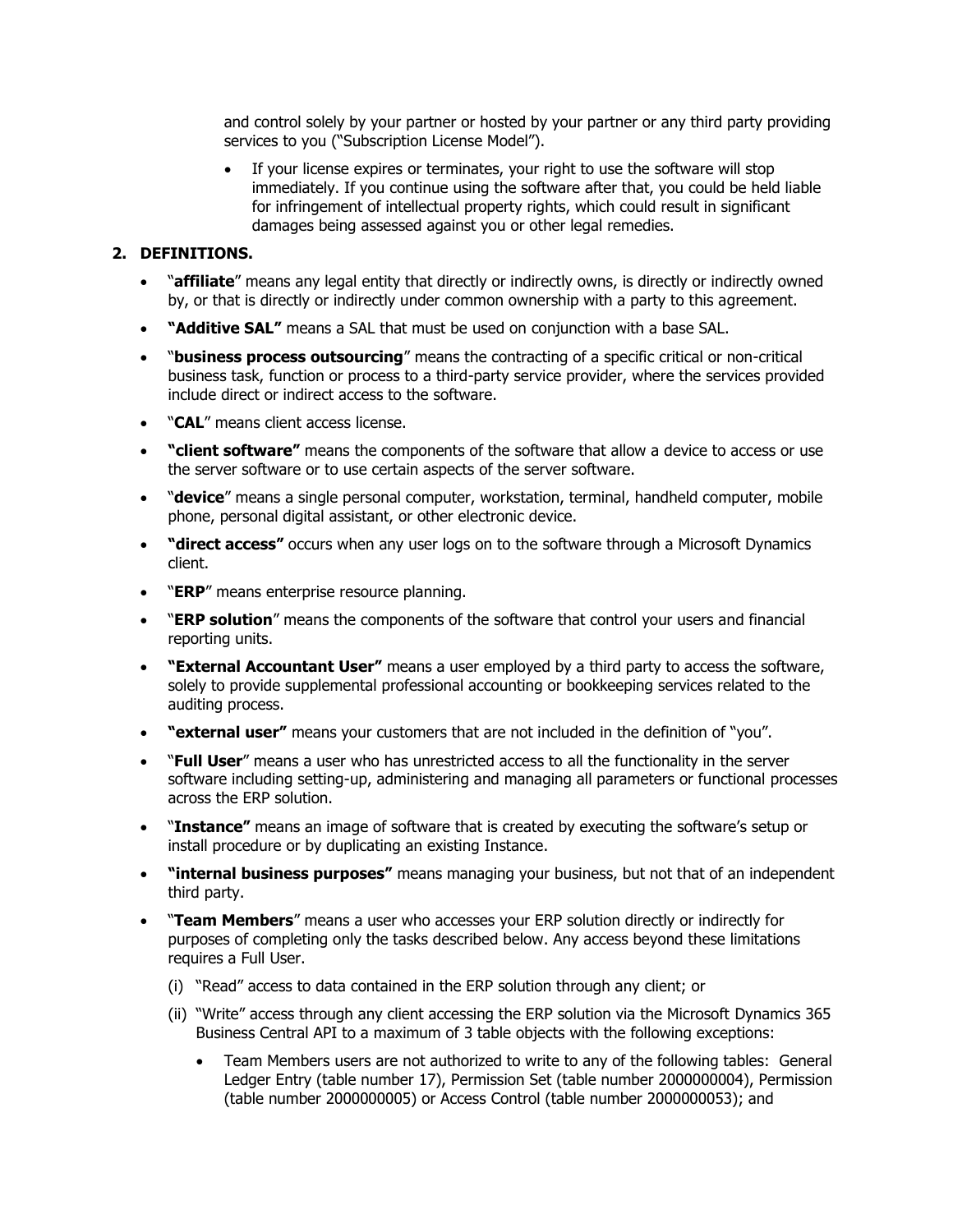and control solely by your partner or hosted by your partner or any third party providing services to you (“Subscription License Model”).

- If your license expires or terminates, your right to use the software will stop immediately. If you continue using the software after that, you could be held liable for infringement of intellectual property rights, which could result in significant damages being assessed against you or other legal remedies.

## 2. DEFINITIONS.

- “**affiliate**” means any legal entity that directly or indirectly owns, is directly or indirectly owned by, or that is directly or indirectly under common ownership with a party to this agreement.
- **“Additive SAL”** means a SAL that must be used on conjunction with a base SAL.
- “**business process outsourcing**” means the contracting of a specific critical or non-critical business task, function or process to a third-party service provider, where the services provided include direct or indirect access to the software.
- “**CAL**” means client access license.
- **“client software”** means the components of the software that allow a device to access or use the server software or to use certain aspects of the server software.
- “**device**” means a single personal computer, workstation, terminal, handheld computer, mobile phone, personal digital assistant, or other electronic device.
- **“direct access”** occurs when any user logs on to the software through a Microsoft Dynamics client.
- “**ERP**” means enterprise resource planning.
- “**ERP solution**” means the components of the software that control your users and financial reporting units.
- **“External Accountant User”** means a user employed by a third party to access the software, solely to provide supplemental professional accounting or bookkeeping services related to the auditing process.
- **“external user”** means your customers that are not included in the definition of “you”.
- “**Full User**” means a user who has unrestricted access to all the functionality in the server software including setting-up, administering and managing all parameters or functional processes across the ERP solution.
- “**Instance”** means an image of software that is created by executing the software’s setup or install procedure or by duplicating an existing Instance.
- **“internal business purposes”** means managing your business, but not that of an independent third party.
- “**Team Members**” means a user who accesses your ERP solution directly or indirectly for purposes of completing only the tasks described below. Any access beyond these limitations requires a Full User.

  (i) “Read” access to data contained in the ERP solution through any client; or

  (ii) “Write” access through any client accessing the ERP solution via the Microsoft Dynamics 365 Business Central API to a maximum of 3 table objects with the following exceptions:

  - Team Members users are not authorized to write to any of the following tables: General Ledger Entry (table number 17), Permission Set (table number 2000000004), Permission (table number 2000000005) or Access Control (table number 2000000053); and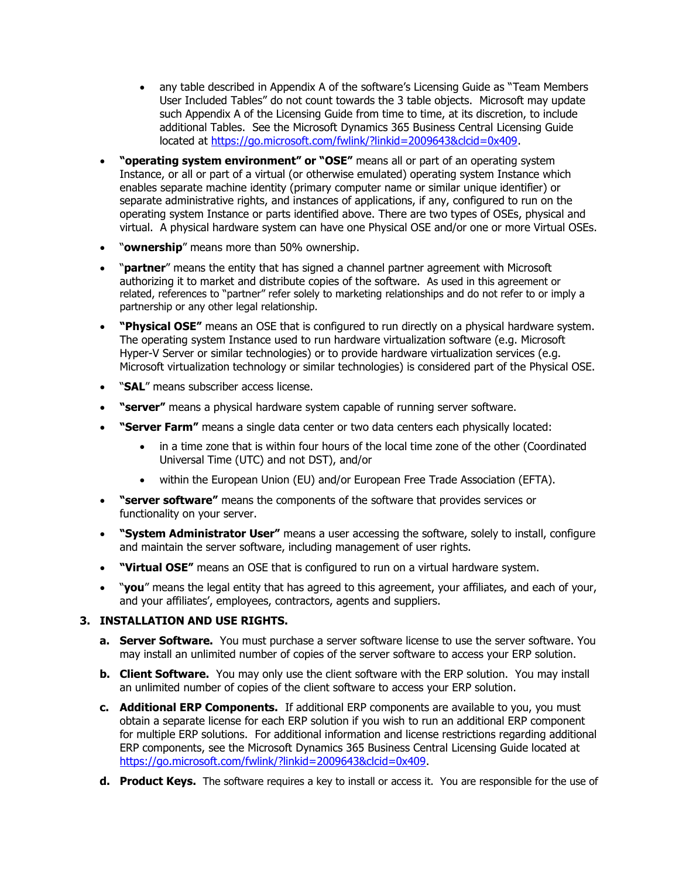- any table described in Appendix A of the software's Licensing Guide as "Team Members User Included Tables" do not count towards the 3 table objects. Microsoft may update such Appendix A of the Licensing Guide from time to time, at its discretion, to include additional Tables. See the Microsoft Dynamics 365 Business Central Licensing Guide located at https://go.microsoft.com/fwlink/?linkid=2009643&clcid=0x409.

- **"operating system environment" or "OSE"** means all or part of an operating system Instance, or all or part of a virtual (or otherwise emulated) operating system Instance which enables separate machine identity (primary computer name or similar unique identifier) or separate administrative rights, and instances of applications, if any, configured to run on the operating system Instance or parts identified above. There are two types of OSEs, physical and virtual. A physical hardware system can have one Physical OSE and/or one or more Virtual OSEs.
- "**ownership**" means more than 50% ownership.
- "**partner**" means the entity that has signed a channel partner agreement with Microsoft authorizing it to market and distribute copies of the software. As used in this agreement or related, references to "partner" refer solely to marketing relationships and do not refer to or imply a partnership or any other legal relationship.
- **"Physical OSE"** means an OSE that is configured to run directly on a physical hardware system. The operating system Instance used to run hardware virtualization software (e.g. Microsoft Hyper-V Server or similar technologies) or to provide hardware virtualization services (e.g. Microsoft virtualization technology or similar technologies) is considered part of the Physical OSE.
- "**SAL**" means subscriber access license.
- **"server"** means a physical hardware system capable of running server software.
- **"Server Farm"** means a single data center or two data centers each physically located:
    - in a time zone that is within four hours of the local time zone of the other (Coordinated Universal Time (UTC) and not DST), and/or
    - within the European Union (EU) and/or European Free Trade Association (EFTA).
- **"server software"** means the components of the software that provides services or functionality on your server.
- **"System Administrator User"** means a user accessing the software, solely to install, configure and maintain the server software, including management of user rights.
- **"Virtual OSE"** means an OSE that is configured to run on a virtual hardware system.
- "**you**" means the legal entity that has agreed to this agreement, your affiliates, and each of your, and your affiliates', employees, contractors, agents and suppliers.

## 3. INSTALLATION AND USE RIGHTS.

**a. Server Software.** You must purchase a server software license to use the server software. You may install an unlimited number of copies of the server software to access your ERP solution.

**b. Client Software.** You may only use the client software with the ERP solution. You may install an unlimited number of copies of the client software to access your ERP solution.

**c. Additional ERP Components.** If additional ERP components are available to you, you must obtain a separate license for each ERP solution if you wish to run an additional ERP component for multiple ERP solutions. For additional information and license restrictions regarding additional ERP components, see the Microsoft Dynamics 365 Business Central Licensing Guide located at https://go.microsoft.com/fwlink/?linkid=2009643&clcid=0x409.

**d. Product Keys.** The software requires a key to install or access it. You are responsible for the use of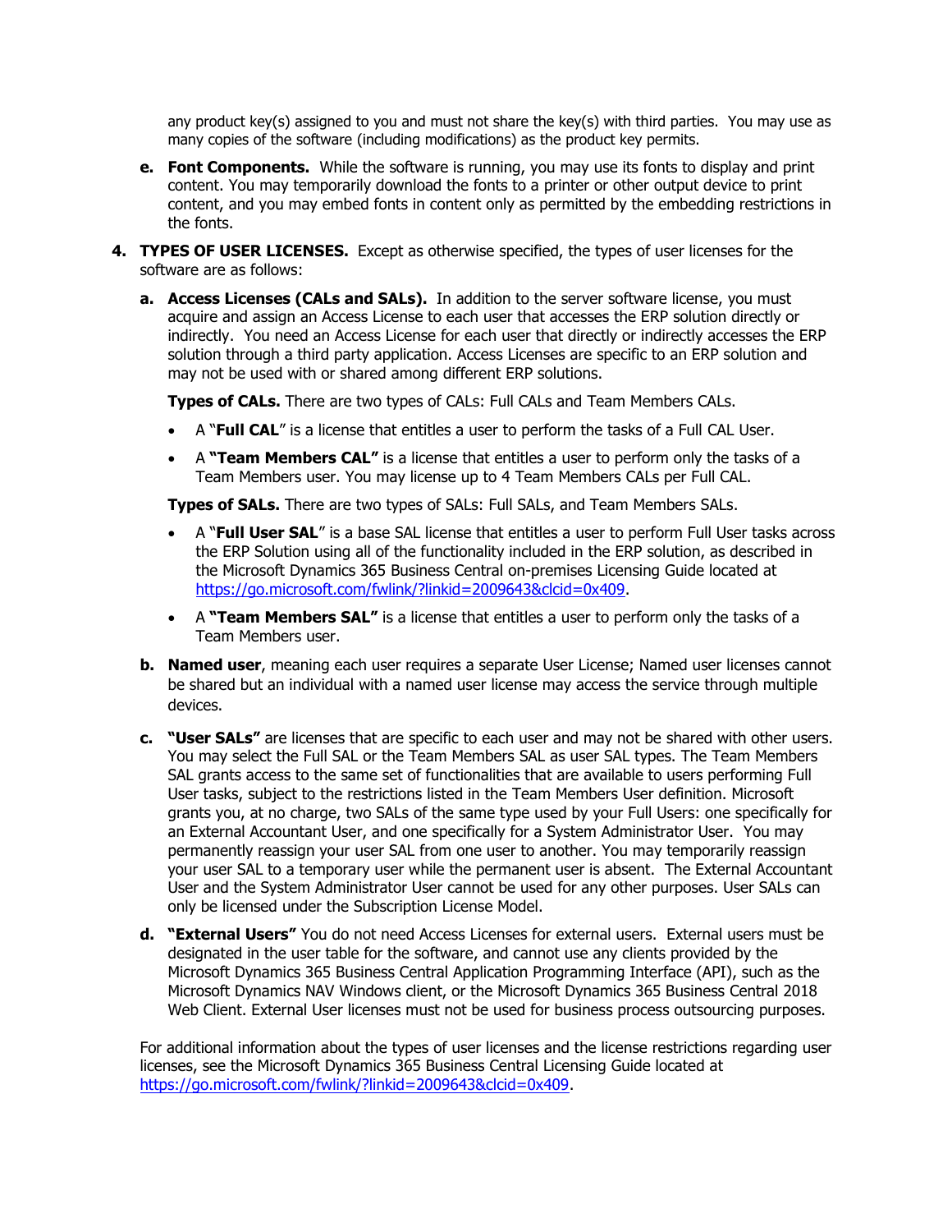any product key(s) assigned to you and must not share the key(s) with third parties. You may use as many copies of the software (including modifications) as the product key permits.

e. **Font Components.** While the software is running, you may use its fonts to display and print content. You may temporarily download the fonts to a printer or other output device to print content, and you may embed fonts in content only as permitted by the embedding restrictions in the fonts.

4. **TYPES OF USER LICENSES.** Except as otherwise specified, the types of user licenses for the software are as follows:

   a. **Access Licenses (CALs and SALs).** In addition to the server software license, you must acquire and assign an Access License to each user that accesses the ERP solution directly or indirectly. You need an Access License for each user that directly or indirectly accesses the ERP solution through a third party application. Access Licenses are specific to an ERP solution and may not be used with or shared among different ERP solutions.

      **Types of CALs.** There are two types of CALs: Full CALs and Team Members CALs.

      - A "**Full CAL**" is a license that entitles a user to perform the tasks of a Full CAL User.
      - A **"Team Members CAL"** is a license that entitles a user to perform only the tasks of a Team Members user. You may license up to 4 Team Members CALs per Full CAL.

      **Types of SALs.** There are two types of SALs: Full SALs, and Team Members SALs.

      - A "**Full User SAL**" is a base SAL license that entitles a user to perform Full User tasks across the ERP Solution using all of the functionality included in the ERP solution, as described in the Microsoft Dynamics 365 Business Central on-premises Licensing Guide located at https://go.microsoft.com/fwlink/?linkid=2009643&clcid=0x409.
      - A **"Team Members SAL"** is a license that entitles a user to perform only the tasks of a Team Members user.

   b. **Named user**, meaning each user requires a separate User License; Named user licenses cannot be shared but an individual with a named user license may access the service through multiple devices.

   c. **"User SALs"** are licenses that are specific to each user and may not be shared with other users. You may select the Full SAL or the Team Members SAL as user SAL types. The Team Members SAL grants access to the same set of functionalities that are available to users performing Full User tasks, subject to the restrictions listed in the Team Members User definition. Microsoft grants you, at no charge, two SALs of the same type used by your Full Users: one specifically for an External Accountant User, and one specifically for a System Administrator User. You may permanently reassign your user SAL from one user to another. You may temporarily reassign your user SAL to a temporary user while the permanent user is absent. The External Accountant User and the System Administrator User cannot be used for any other purposes. User SALs can only be licensed under the Subscription License Model.

   d. **"External Users"** You do not need Access Licenses for external users. External users must be designated in the user table for the software, and cannot use any clients provided by the Microsoft Dynamics 365 Business Central Application Programming Interface (API), such as the Microsoft Dynamics NAV Windows client, or the Microsoft Dynamics 365 Business Central 2018 Web Client. External User licenses must not be used for business process outsourcing purposes.

   For additional information about the types of user licenses and the license restrictions regarding user licenses, see the Microsoft Dynamics 365 Business Central Licensing Guide located at https://go.microsoft.com/fwlink/?linkid=2009643&clcid=0x409.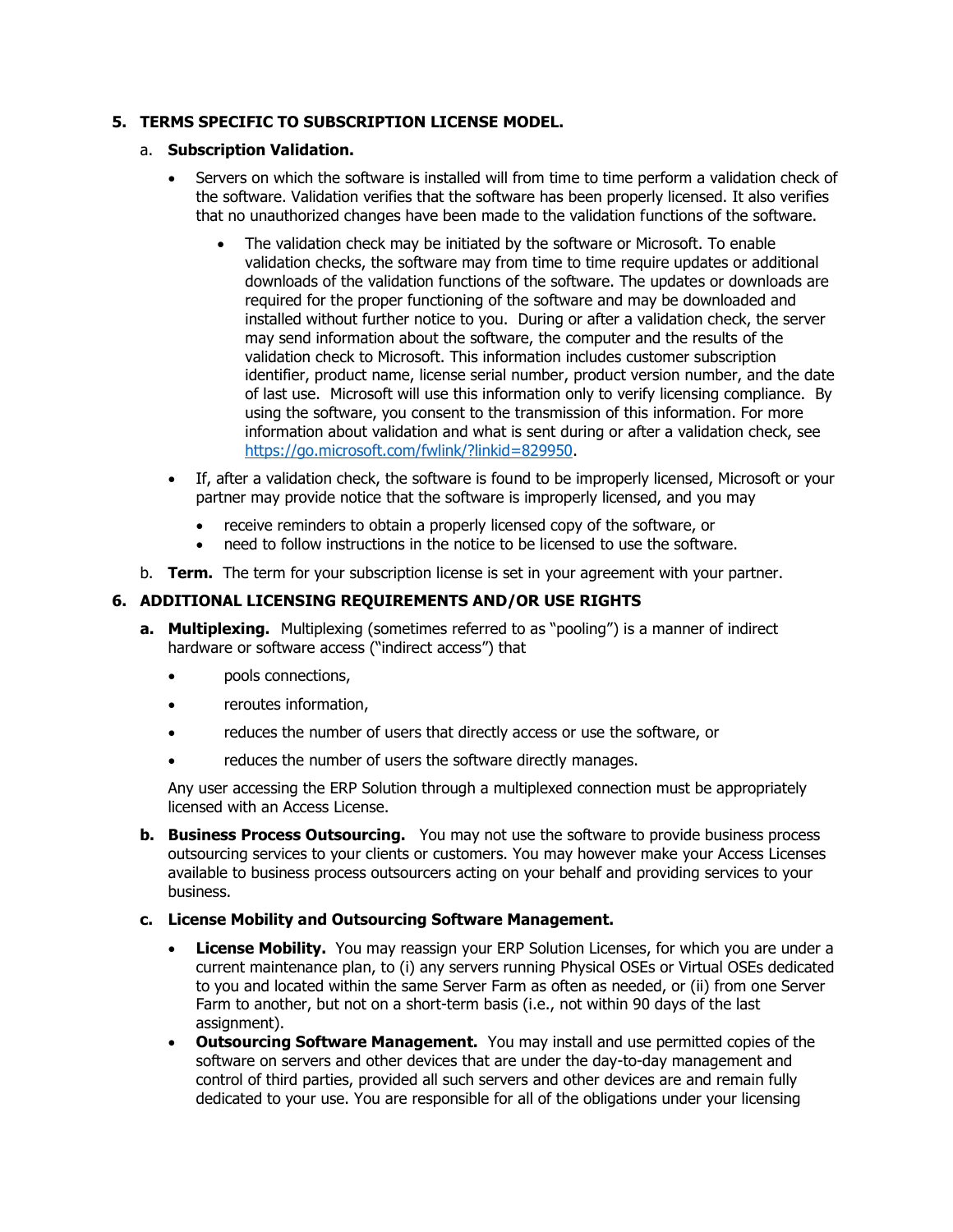## 5. TERMS SPECIFIC TO SUBSCRIPTION LICENSE MODEL.

a. **Subscription Validation.**

- Servers on which the software is installed will from time to time perform a validation check of the software. Validation verifies that the software has been properly licensed. It also verifies that no unauthorized changes have been made to the validation functions of the software.
  - The validation check may be initiated by the software or Microsoft. To enable validation checks, the software may from time to time require updates or additional downloads of the validation functions of the software. The updates or downloads are required for the proper functioning of the software and may be downloaded and installed without further notice to you. During or after a validation check, the server may send information about the software, the computer and the results of the validation check to Microsoft. This information includes customer subscription identifier, product name, license serial number, product version number, and the date of last use. Microsoft will use this information only to verify licensing compliance. By using the software, you consent to the transmission of this information. For more information about validation and what is sent during or after a validation check, see https://go.microsoft.com/fwlink/?linkid=829950.
- If, after a validation check, the software is found to be improperly licensed, Microsoft or your partner may provide notice that the software is improperly licensed, and you may
  - receive reminders to obtain a properly licensed copy of the software, or
  - need to follow instructions in the notice to be licensed to use the software.

b. **Term.** The term for your subscription license is set in your agreement with your partner.

## 6. ADDITIONAL LICENSING REQUIREMENTS AND/OR USE RIGHTS

**a. Multiplexing.** Multiplexing (sometimes referred to as "pooling") is a manner of indirect hardware or software access ("indirect access") that

- pools connections,
- reroutes information,
- reduces the number of users that directly access or use the software, or
- reduces the number of users the software directly manages.

Any user accessing the ERP Solution through a multiplexed connection must be appropriately licensed with an Access License.

**b. Business Process Outsourcing.** You may not use the software to provide business process outsourcing services to your clients or customers. You may however make your Access Licenses available to business process outsourcers acting on your behalf and providing services to your business.

**c. License Mobility and Outsourcing Software Management.**

- **License Mobility.** You may reassign your ERP Solution Licenses, for which you are under a current maintenance plan, to (i) any servers running Physical OSEs or Virtual OSEs dedicated to you and located within the same Server Farm as often as needed, or (ii) from one Server Farm to another, but not on a short-term basis (i.e., not within 90 days of the last assignment).
- **Outsourcing Software Management.** You may install and use permitted copies of the software on servers and other devices that are under the day-to-day management and control of third parties, provided all such servers and other devices are and remain fully dedicated to your use. You are responsible for all of the obligations under your licensing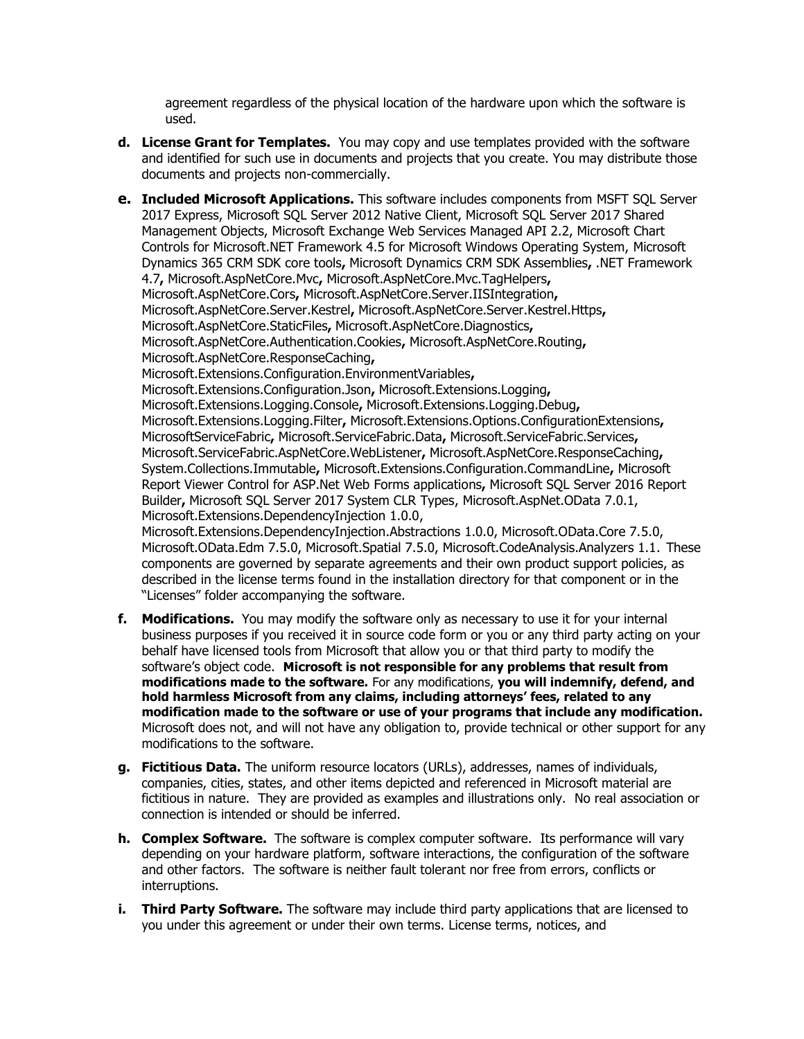agreement regardless of the physical location of the hardware upon which the software is used.

**d. License Grant for Templates.** You may copy and use templates provided with the software and identified for such use in documents and projects that you create. You may distribute those documents and projects non-commercially.

**e. Included Microsoft Applications.** This software includes components from MSFT SQL Server 2017 Express, Microsoft SQL Server 2012 Native Client, Microsoft SQL Server 2017 Shared Management Objects, Microsoft Exchange Web Services Managed API 2.2, Microsoft Chart Controls for Microsoft.NET Framework 4.5 for Microsoft Windows Operating System, Microsoft Dynamics 365 CRM SDK core tools**,** Microsoft Dynamics CRM SDK Assemblies**,** .NET Framework 4.7**,** Microsoft.AspNetCore.Mvc**,** Microsoft.AspNetCore.Mvc.TagHelpers**,** Microsoft.AspNetCore.Cors**,** Microsoft.AspNetCore.Server.IISIntegration**,** Microsoft.AspNetCore.Server.Kestrel**,** Microsoft.AspNetCore.Server.Kestrel.Https**,** Microsoft.AspNetCore.StaticFiles**,** Microsoft.AspNetCore.Diagnostics**,** Microsoft.AspNetCore.Authentication.Cookies**,** Microsoft.AspNetCore.Routing**,** Microsoft.AspNetCore.ResponseCaching**,** Microsoft.Extensions.Configuration.EnvironmentVariables**,** Microsoft.Extensions.Configuration.Json**,** Microsoft.Extensions.Logging**,** Microsoft.Extensions.Logging.Console**,** Microsoft.Extensions.Logging.Debug**,** Microsoft.Extensions.Logging.Filter**,** Microsoft.Extensions.Options.ConfigurationExtensions**,** MicrosoftServiceFabric**,** Microsoft.ServiceFabric.Data**,** Microsoft.ServiceFabric.Services**,** Microsoft.ServiceFabric.AspNetCore.WebListener**,** Microsoft.AspNetCore.ResponseCaching**,** System.Collections.Immutable**,** Microsoft.Extensions.Configuration.CommandLine**,** Microsoft Report Viewer Control for ASP.Net Web Forms applications**,** Microsoft SQL Server 2016 Report Builder**,** Microsoft SQL Server 2017 System CLR Types, Microsoft.AspNet.OData 7.0.1, Microsoft.Extensions.DependencyInjection 1.0.0, Microsoft.Extensions.DependencyInjection.Abstractions 1.0.0, Microsoft.OData.Core 7.5.0, Microsoft.OData.Edm 7.5.0, Microsoft.Spatial 7.5.0, Microsoft.CodeAnalysis.Analyzers 1.1. These components are governed by separate agreements and their own product support policies, as described in the license terms found in the installation directory for that component or in the "Licenses" folder accompanying the software.

**f. Modifications.** You may modify the software only as necessary to use it for your internal business purposes if you received it in source code form or you or any third party acting on your behalf have licensed tools from Microsoft that allow you or that third party to modify the software's object code. **Microsoft is not responsible for any problems that result from modifications made to the software.** For any modifications, **you will indemnify, defend, and hold harmless Microsoft from any claims, including attorneys' fees, related to any modification made to the software or use of your programs that include any modification.** Microsoft does not, and will not have any obligation to, provide technical or other support for any modifications to the software.

**g. Fictitious Data.** The uniform resource locators (URLs), addresses, names of individuals, companies, cities, states, and other items depicted and referenced in Microsoft material are fictitious in nature. They are provided as examples and illustrations only. No real association or connection is intended or should be inferred.

**h. Complex Software.** The software is complex computer software. Its performance will vary depending on your hardware platform, software interactions, the configuration of the software and other factors. The software is neither fault tolerant nor free from errors, conflicts or interruptions.

**i. Third Party Software.** The software may include third party applications that are licensed to you under this agreement or under their own terms. License terms, notices, and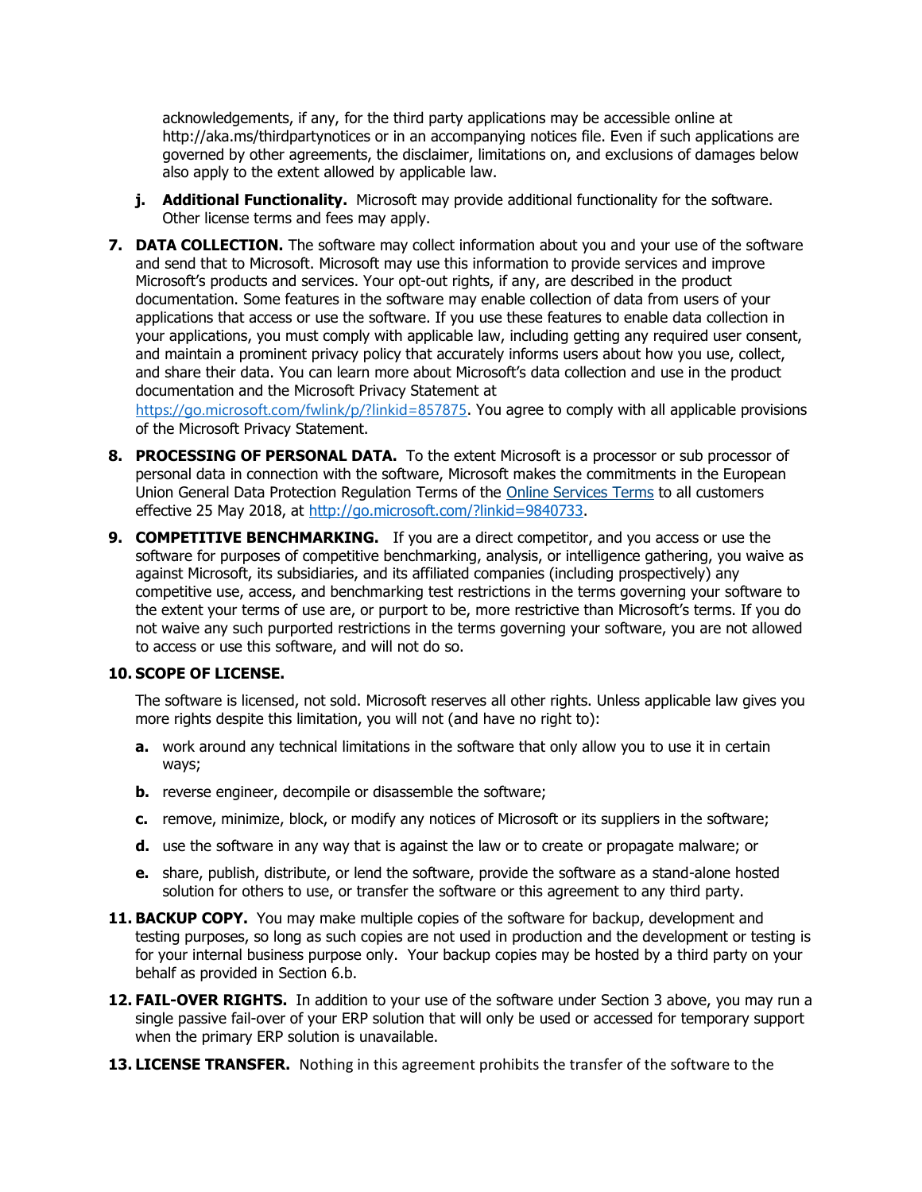acknowledgements, if any, for the third party applications may be accessible online at http://aka.ms/thirdpartynotices or in an accompanying notices file. Even if such applications are governed by other agreements, the disclaimer, limitations on, and exclusions of damages below also apply to the extent allowed by applicable law.

   j. **Additional Functionality.** Microsoft may provide additional functionality for the software. Other license terms and fees may apply.

7. **DATA COLLECTION.** The software may collect information about you and your use of the software and send that to Microsoft. Microsoft may use this information to provide services and improve Microsoft's products and services. Your opt-out rights, if any, are described in the product documentation. Some features in the software may enable collection of data from users of your applications that access or use the software. If you use these features to enable data collection in your applications, you must comply with applicable law, including getting any required user consent, and maintain a prominent privacy policy that accurately informs users about how you use, collect, and share their data. You can learn more about Microsoft's data collection and use in the product documentation and the Microsoft Privacy Statement at [https://go.microsoft.com/fwlink/p/?linkid=857875](https://go.microsoft.com/fwlink/p/?linkid=857875). You agree to comply with all applicable provisions of the Microsoft Privacy Statement.

8. **PROCESSING OF PERSONAL DATA.** To the extent Microsoft is a processor or sub processor of personal data in connection with the software, Microsoft makes the commitments in the European Union General Data Protection Regulation Terms of the [Online Services Terms](http://go.microsoft.com/?linkid=9840733) to all customers effective 25 May 2018, at [http://go.microsoft.com/?linkid=9840733](http://go.microsoft.com/?linkid=9840733).

9. **COMPETITIVE BENCHMARKING.** If you are a direct competitor, and you access or use the software for purposes of competitive benchmarking, analysis, or intelligence gathering, you waive as against Microsoft, its subsidiaries, and its affiliated companies (including prospectively) any competitive use, access, and benchmarking test restrictions in the terms governing your software to the extent your terms of use are, or purport to be, more restrictive than Microsoft's terms. If you do not waive any such purported restrictions in the terms governing your software, you are not allowed to access or use this software, and will not do so.

10. **SCOPE OF LICENSE.**

    The software is licensed, not sold. Microsoft reserves all other rights. Unless applicable law gives you more rights despite this limitation, you will not (and have no right to):

    a. work around any technical limitations in the software that only allow you to use it in certain ways;

    b. reverse engineer, decompile or disassemble the software;

    c. remove, minimize, block, or modify any notices of Microsoft or its suppliers in the software;

    d. use the software in any way that is against the law or to create or propagate malware; or

    e. share, publish, distribute, or lend the software, provide the software as a stand-alone hosted solution for others to use, or transfer the software or this agreement to any third party.

11. **BACKUP COPY.** You may make multiple copies of the software for backup, development and testing purposes, so long as such copies are not used in production and the development or testing is for your internal business purpose only. Your backup copies may be hosted by a third party on your behalf as provided in Section 6.b.

12. **FAIL-OVER RIGHTS.** In addition to your use of the software under Section 3 above, you may run a single passive fail-over of your ERP solution that will only be used or accessed for temporary support when the primary ERP solution is unavailable.

13. **LICENSE TRANSFER.** Nothing in this agreement prohibits the transfer of the software to the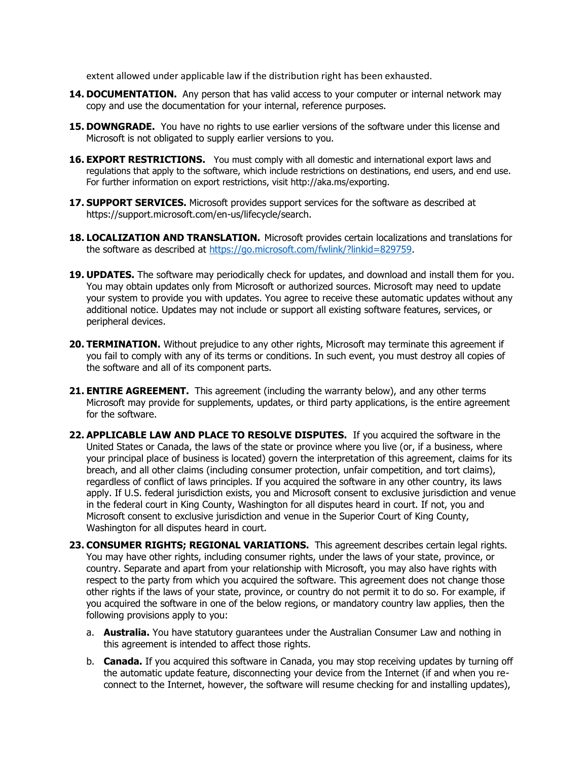extent allowed under applicable law if the distribution right has been exhausted.

14. **DOCUMENTATION.** Any person that has valid access to your computer or internal network may copy and use the documentation for your internal, reference purposes.

15. **DOWNGRADE.** You have no rights to use earlier versions of the software under this license and Microsoft is not obligated to supply earlier versions to you.

16. **EXPORT RESTRICTIONS.** You must comply with all domestic and international export laws and regulations that apply to the software, which include restrictions on destinations, end users, and end use. For further information on export restrictions, visit http://aka.ms/exporting.

17. **SUPPORT SERVICES.** Microsoft provides support services for the software as described at https://support.microsoft.com/en-us/lifecycle/search.

18. **LOCALIZATION AND TRANSLATION.** Microsoft provides certain localizations and translations for the software as described at [https://go.microsoft.com/fwlink/?linkid=829759](https://go.microsoft.com/fwlink/?linkid=829759).

19. **UPDATES.** The software may periodically check for updates, and download and install them for you. You may obtain updates only from Microsoft or authorized sources. Microsoft may need to update your system to provide you with updates. You agree to receive these automatic updates without any additional notice. Updates may not include or support all existing software features, services, or peripheral devices.

20. **TERMINATION.** Without prejudice to any other rights, Microsoft may terminate this agreement if you fail to comply with any of its terms or conditions. In such event, you must destroy all copies of the software and all of its component parts.

21. **ENTIRE AGREEMENT.** This agreement (including the warranty below), and any other terms Microsoft may provide for supplements, updates, or third party applications, is the entire agreement for the software.

22. **APPLICABLE LAW AND PLACE TO RESOLVE DISPUTES.** If you acquired the software in the United States or Canada, the laws of the state or province where you live (or, if a business, where your principal place of business is located) govern the interpretation of this agreement, claims for its breach, and all other claims (including consumer protection, unfair competition, and tort claims), regardless of conflict of laws principles. If you acquired the software in any other country, its laws apply. If U.S. federal jurisdiction exists, you and Microsoft consent to exclusive jurisdiction and venue in the federal court in King County, Washington for all disputes heard in court. If not, you and Microsoft consent to exclusive jurisdiction and venue in the Superior Court of King County, Washington for all disputes heard in court.

23. **CONSUMER RIGHTS; REGIONAL VARIATIONS.** This agreement describes certain legal rights. You may have other rights, including consumer rights, under the laws of your state, province, or country. Separate and apart from your relationship with Microsoft, you may also have rights with respect to the party from which you acquired the software. This agreement does not change those other rights if the laws of your state, province, or country do not permit it to do so. For example, if you acquired the software in one of the below regions, or mandatory country law applies, then the following provisions apply to you:

    a. **Australia.** You have statutory guarantees under the Australian Consumer Law and nothing in this agreement is intended to affect those rights.

    b. **Canada.** If you acquired this software in Canada, you may stop receiving updates by turning off the automatic update feature, disconnecting your device from the Internet (if and when you re-connect to the Internet, however, the software will resume checking for and installing updates),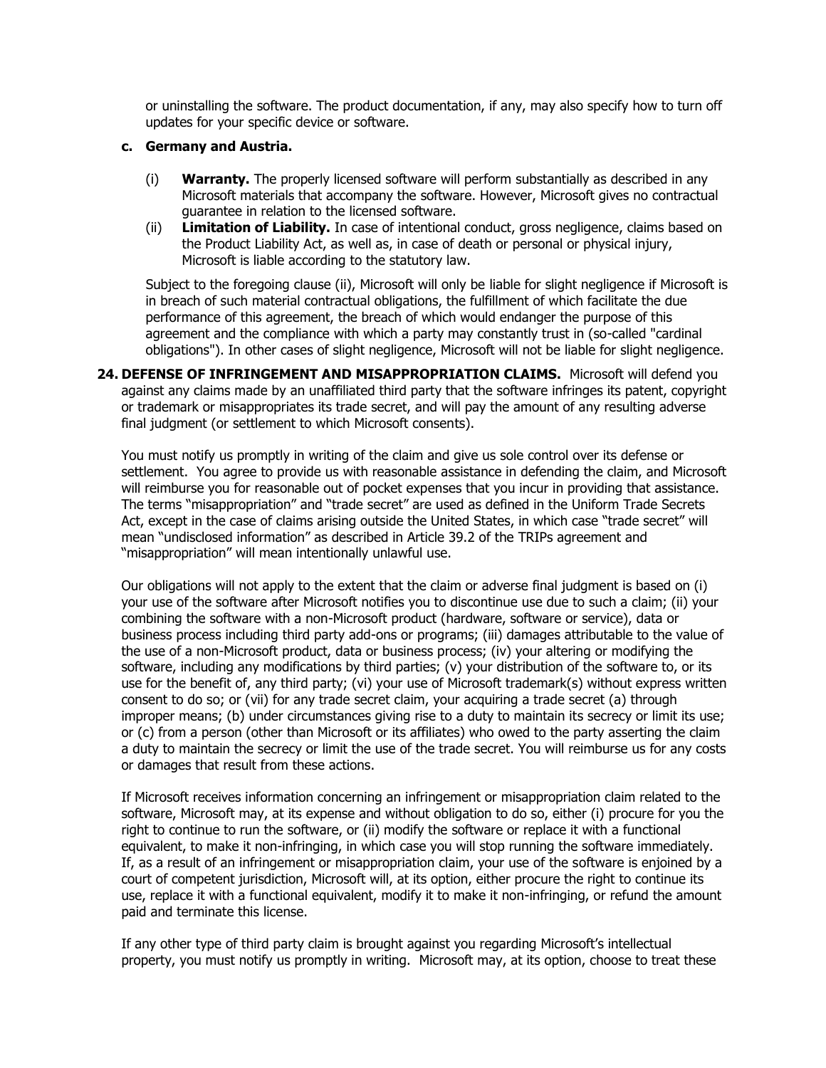or uninstalling the software. The product documentation, if any, may also specify how to turn off updates for your specific device or software.

**c. Germany and Austria.**

(i) **Warranty.** The properly licensed software will perform substantially as described in any Microsoft materials that accompany the software. However, Microsoft gives no contractual guarantee in relation to the licensed software.

(ii) **Limitation of Liability.** In case of intentional conduct, gross negligence, claims based on the Product Liability Act, as well as, in case of death or personal or physical injury, Microsoft is liable according to the statutory law.

Subject to the foregoing clause (ii), Microsoft will only be liable for slight negligence if Microsoft is in breach of such material contractual obligations, the fulfillment of which facilitate the due performance of this agreement, the breach of which would endanger the purpose of this agreement and the compliance with which a party may constantly trust in (so-called "cardinal obligations"). In other cases of slight negligence, Microsoft will not be liable for slight negligence.

**24. DEFENSE OF INFRINGEMENT AND MISAPPROPRIATION CLAIMS.** Microsoft will defend you against any claims made by an unaffiliated third party that the software infringes its patent, copyright or trademark or misappropriates its trade secret, and will pay the amount of any resulting adverse final judgment (or settlement to which Microsoft consents).

You must notify us promptly in writing of the claim and give us sole control over its defense or settlement. You agree to provide us with reasonable assistance in defending the claim, and Microsoft will reimburse you for reasonable out of pocket expenses that you incur in providing that assistance. The terms "misappropriation" and "trade secret" are used as defined in the Uniform Trade Secrets Act, except in the case of claims arising outside the United States, in which case "trade secret" will mean "undisclosed information" as described in Article 39.2 of the TRIPs agreement and "misappropriation" will mean intentionally unlawful use.

Our obligations will not apply to the extent that the claim or adverse final judgment is based on (i) your use of the software after Microsoft notifies you to discontinue use due to such a claim; (ii) your combining the software with a non-Microsoft product (hardware, software or service), data or business process including third party add-ons or programs; (iii) damages attributable to the value of the use of a non-Microsoft product, data or business process; (iv) your altering or modifying the software, including any modifications by third parties; (v) your distribution of the software to, or its use for the benefit of, any third party; (vi) your use of Microsoft trademark(s) without express written consent to do so; or (vii) for any trade secret claim, your acquiring a trade secret (a) through improper means; (b) under circumstances giving rise to a duty to maintain its secrecy or limit its use; or (c) from a person (other than Microsoft or its affiliates) who owed to the party asserting the claim a duty to maintain the secrecy or limit the use of the trade secret. You will reimburse us for any costs or damages that result from these actions.

If Microsoft receives information concerning an infringement or misappropriation claim related to the software, Microsoft may, at its expense and without obligation to do so, either (i) procure for you the right to continue to run the software, or (ii) modify the software or replace it with a functional equivalent, to make it non-infringing, in which case you will stop running the software immediately. If, as a result of an infringement or misappropriation claim, your use of the software is enjoined by a court of competent jurisdiction, Microsoft will, at its option, either procure the right to continue its use, replace it with a functional equivalent, modify it to make it non-infringing, or refund the amount paid and terminate this license.

If any other type of third party claim is brought against you regarding Microsoft's intellectual property, you must notify us promptly in writing. Microsoft may, at its option, choose to treat these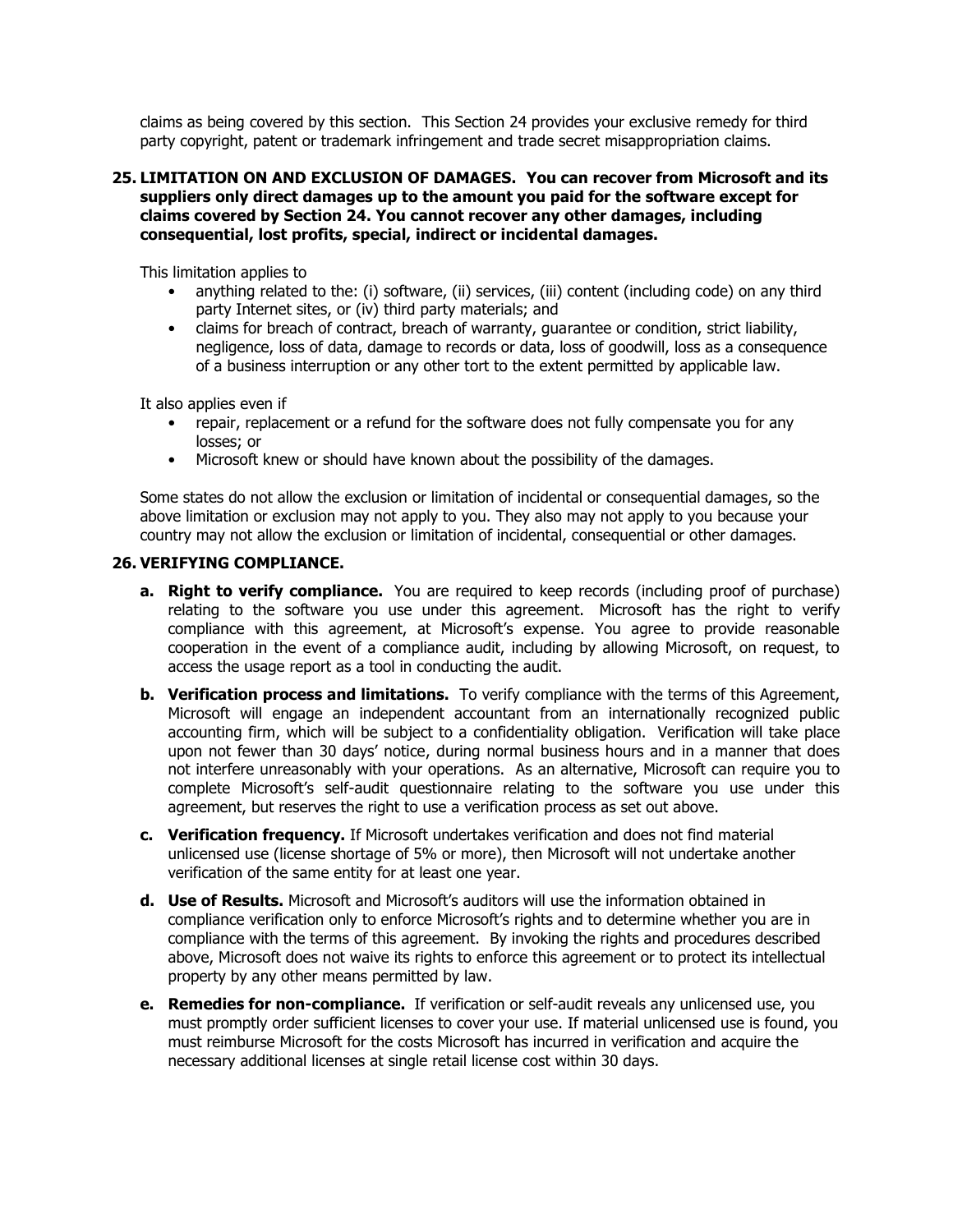claims as being covered by this section. This Section 24 provides your exclusive remedy for third party copyright, patent or trademark infringement and trade secret misappropriation claims.

**25. LIMITATION ON AND EXCLUSION OF DAMAGES. You can recover from Microsoft and its suppliers only direct damages up to the amount you paid for the software except for claims covered by Section 24. You cannot recover any other damages, including consequential, lost profits, special, indirect or incidental damages.**

This limitation applies to

- anything related to the: (i) software, (ii) services, (iii) content (including code) on any third party Internet sites, or (iv) third party materials; and
- claims for breach of contract, breach of warranty, guarantee or condition, strict liability, negligence, loss of data, damage to records or data, loss of goodwill, loss as a consequence of a business interruption or any other tort to the extent permitted by applicable law.

It also applies even if

- repair, replacement or a refund for the software does not fully compensate you for any losses; or
- Microsoft knew or should have known about the possibility of the damages.

Some states do not allow the exclusion or limitation of incidental or consequential damages, so the above limitation or exclusion may not apply to you. They also may not apply to you because your country may not allow the exclusion or limitation of incidental, consequential or other damages.

**26. VERIFYING COMPLIANCE.**

**a. Right to verify compliance.** You are required to keep records (including proof of purchase) relating to the software you use under this agreement. Microsoft has the right to verify compliance with this agreement, at Microsoft's expense. You agree to provide reasonable cooperation in the event of a compliance audit, including by allowing Microsoft, on request, to access the usage report as a tool in conducting the audit.

**b. Verification process and limitations.** To verify compliance with the terms of this Agreement, Microsoft will engage an independent accountant from an internationally recognized public accounting firm, which will be subject to a confidentiality obligation. Verification will take place upon not fewer than 30 days' notice, during normal business hours and in a manner that does not interfere unreasonably with your operations. As an alternative, Microsoft can require you to complete Microsoft's self-audit questionnaire relating to the software you use under this agreement, but reserves the right to use a verification process as set out above.

**c. Verification frequency.** If Microsoft undertakes verification and does not find material unlicensed use (license shortage of 5% or more), then Microsoft will not undertake another verification of the same entity for at least one year.

**d. Use of Results.** Microsoft and Microsoft's auditors will use the information obtained in compliance verification only to enforce Microsoft's rights and to determine whether you are in compliance with the terms of this agreement. By invoking the rights and procedures described above, Microsoft does not waive its rights to enforce this agreement or to protect its intellectual property by any other means permitted by law.

**e. Remedies for non-compliance.** If verification or self-audit reveals any unlicensed use, you must promptly order sufficient licenses to cover your use. If material unlicensed use is found, you must reimburse Microsoft for the costs Microsoft has incurred in verification and acquire the necessary additional licenses at single retail license cost within 30 days.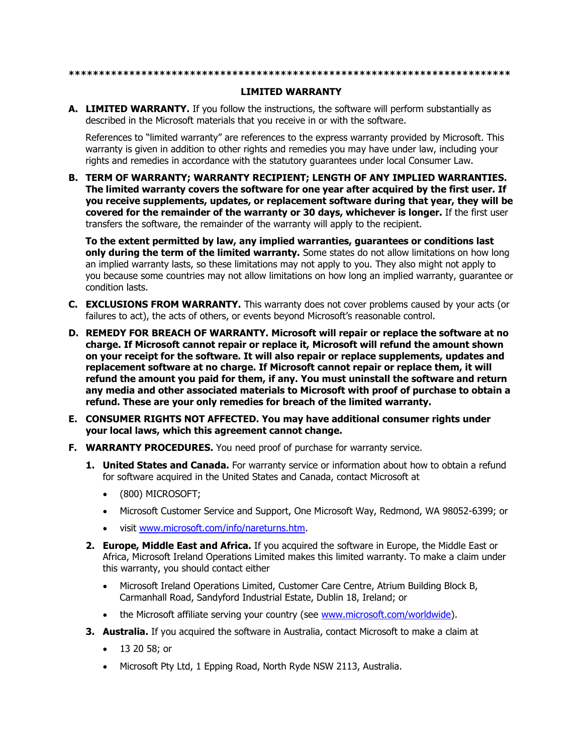**************************************************************************

## LIMITED WARRANTY

**A. LIMITED WARRANTY.** If you follow the instructions, the software will perform substantially as described in the Microsoft materials that you receive in or with the software.

References to "limited warranty" are references to the express warranty provided by Microsoft. This warranty is given in addition to other rights and remedies you may have under law, including your rights and remedies in accordance with the statutory guarantees under local Consumer Law.

**B. TERM OF WARRANTY; WARRANTY RECIPIENT; LENGTH OF ANY IMPLIED WARRANTIES. The limited warranty covers the software for one year after acquired by the first user. If you receive supplements, updates, or replacement software during that year, they will be covered for the remainder of the warranty or 30 days, whichever is longer.** If the first user transfers the software, the remainder of the warranty will apply to the recipient.

**To the extent permitted by law, any implied warranties, guarantees or conditions last only during the term of the limited warranty.** Some states do not allow limitations on how long an implied warranty lasts, so these limitations may not apply to you. They also might not apply to you because some countries may not allow limitations on how long an implied warranty, guarantee or condition lasts.

**C. EXCLUSIONS FROM WARRANTY.** This warranty does not cover problems caused by your acts (or failures to act), the acts of others, or events beyond Microsoft's reasonable control.

**D. REMEDY FOR BREACH OF WARRANTY. Microsoft will repair or replace the software at no charge. If Microsoft cannot repair or replace it, Microsoft will refund the amount shown on your receipt for the software. It will also repair or replace supplements, updates and replacement software at no charge. If Microsoft cannot repair or replace them, it will refund the amount you paid for them, if any. You must uninstall the software and return any media and other associated materials to Microsoft with proof of purchase to obtain a refund. These are your only remedies for breach of the limited warranty.**

**E. CONSUMER RIGHTS NOT AFFECTED. You may have additional consumer rights under your local laws, which this agreement cannot change.**

**F. WARRANTY PROCEDURES.** You need proof of purchase for warranty service.

1. **United States and Canada.** For warranty service or information about how to obtain a refund for software acquired in the United States and Canada, contact Microsoft at
   - (800) MICROSOFT;
   - Microsoft Customer Service and Support, One Microsoft Way, Redmond, WA 98052-6399; or
   - visit www.microsoft.com/info/nareturns.htm.
2. **Europe, Middle East and Africa.** If you acquired the software in Europe, the Middle East or Africa, Microsoft Ireland Operations Limited makes this limited warranty. To make a claim under this warranty, you should contact either
   - Microsoft Ireland Operations Limited, Customer Care Centre, Atrium Building Block B, Carmanhall Road, Sandyford Industrial Estate, Dublin 18, Ireland; or
   - the Microsoft affiliate serving your country (see www.microsoft.com/worldwide).
3. **Australia.** If you acquired the software in Australia, contact Microsoft to make a claim at
   - 13 20 58; or
   - Microsoft Pty Ltd, 1 Epping Road, North Ryde NSW 2113, Australia.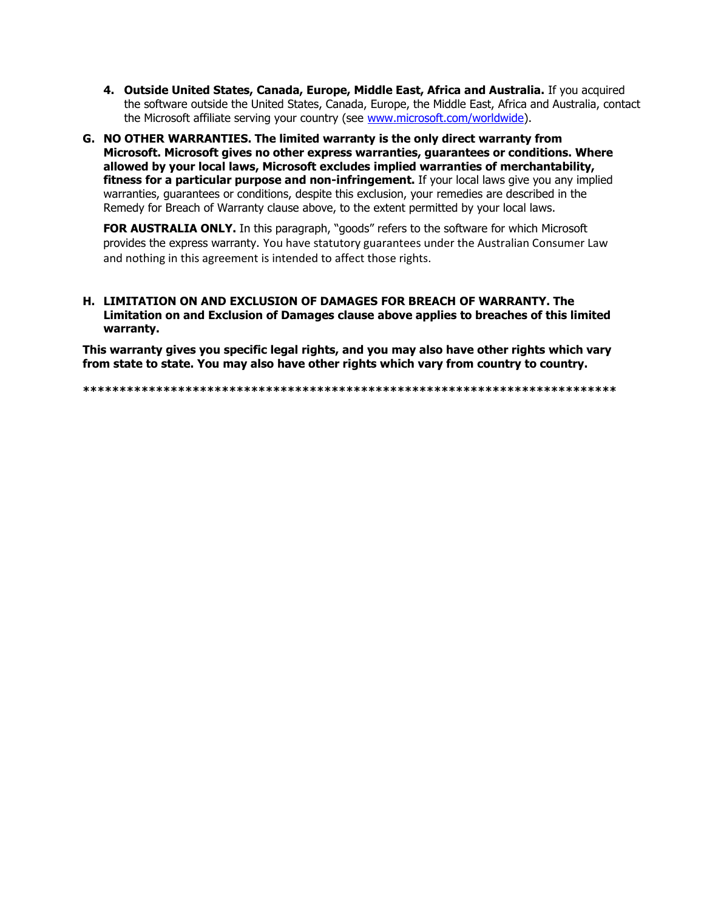4. **Outside United States, Canada, Europe, Middle East, Africa and Australia.** If you acquired the software outside the United States, Canada, Europe, the Middle East, Africa and Australia, contact the Microsoft affiliate serving your country (see www.microsoft.com/worldwide).

G. **NO OTHER WARRANTIES. The limited warranty is the only direct warranty from Microsoft. Microsoft gives no other express warranties, guarantees or conditions. Where allowed by your local laws, Microsoft excludes implied warranties of merchantability, fitness for a particular purpose and non-infringement.** If your local laws give you any implied warranties, guarantees or conditions, despite this exclusion, your remedies are described in the Remedy for Breach of Warranty clause above, to the extent permitted by your local laws.

   **FOR AUSTRALIA ONLY.** In this paragraph, "goods" refers to the software for which Microsoft provides the express warranty. You have statutory guarantees under the Australian Consumer Law and nothing in this agreement is intended to affect those rights.

H. **LIMITATION ON AND EXCLUSION OF DAMAGES FOR BREACH OF WARRANTY. The Limitation on and Exclusion of Damages clause above applies to breaches of this limited warranty.**

**This warranty gives you specific legal rights, and you may also have other rights which vary from state to state. You may also have other rights which vary from country to country.**

***************************************************************************